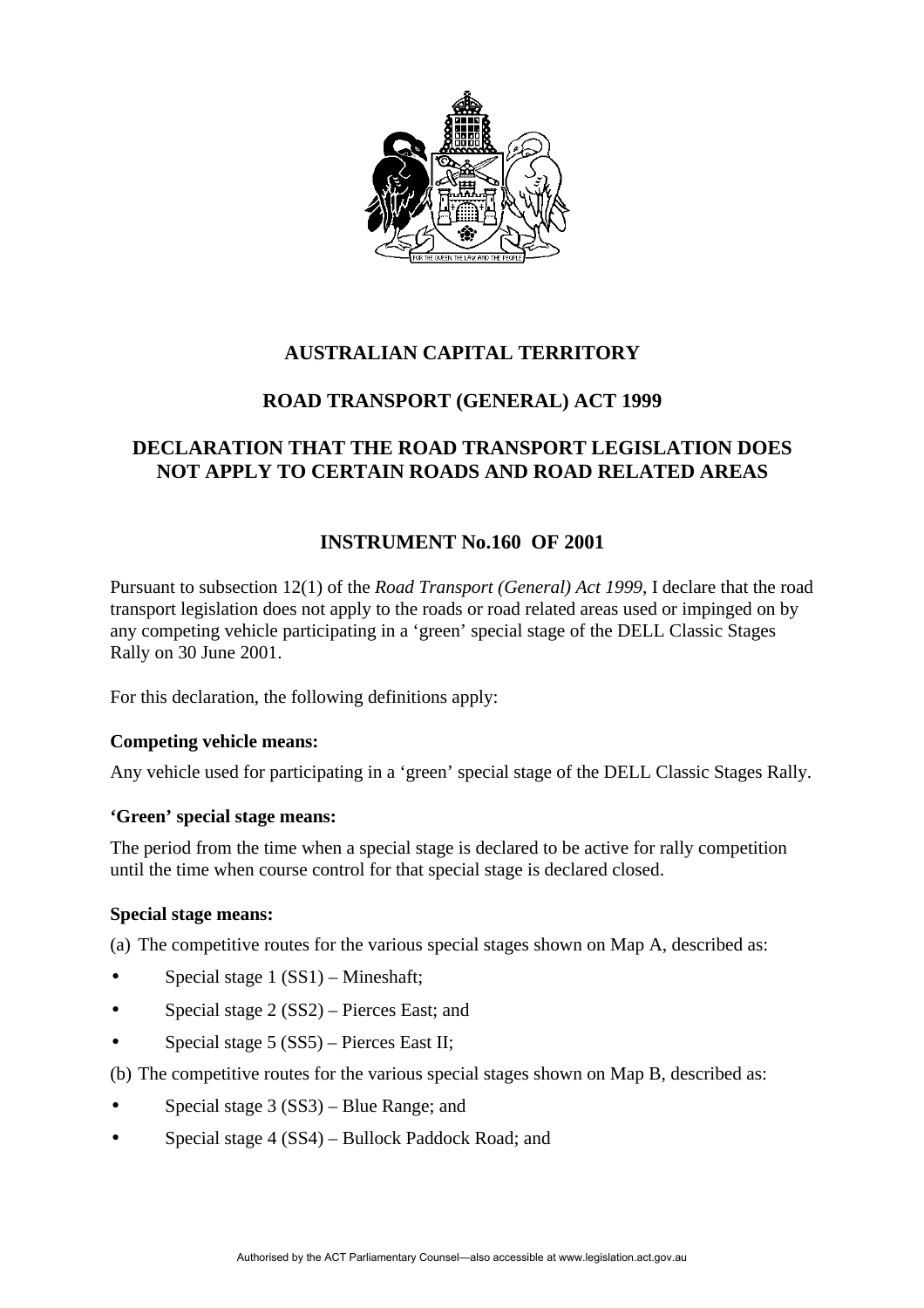# AUSTRALIAN CAPITAL TERRITORY

## ROAD TRANSPORT (GENERAL) ACT 1999

## DECLARATION THAT THE ROAD TRANSPORT LEGISLATION DOES NOT APPLY TO CERTAIN ROADS AND ROAD RELATED AREAS

## INSTRUMENT No.160 OF 2001

Pursuant to subsection 12(1) of the *Road Transport (General) Act 1999*, I declare that the road transport legislation does not apply to the roads or road related areas used or impinged on by any competing vehicle participating in a 'green' special stage of the DELL Classic Stages Rally on 30 June 2001.

For this declaration, the following definitions apply:

**Competing vehicle means:**

Any vehicle used for participating in a 'green' special stage of the DELL Classic Stages Rally.

**'Green' special stage means:**

The period from the time when a special stage is declared to be active for rally competition until the time when course control for that special stage is declared closed.

**Special stage means:**

(a) The competitive routes for the various special stages shown on Map A, described as:

- Special stage 1 (SS1) – Mineshaft;
- Special stage 2 (SS2) – Pierces East; and
- Special stage 5 (SS5) – Pierces East II;

(b) The competitive routes for the various special stages shown on Map B, described as:

- Special stage 3 (SS3) – Blue Range; and
- Special stage 4 (SS4) – Bullock Paddock Road; and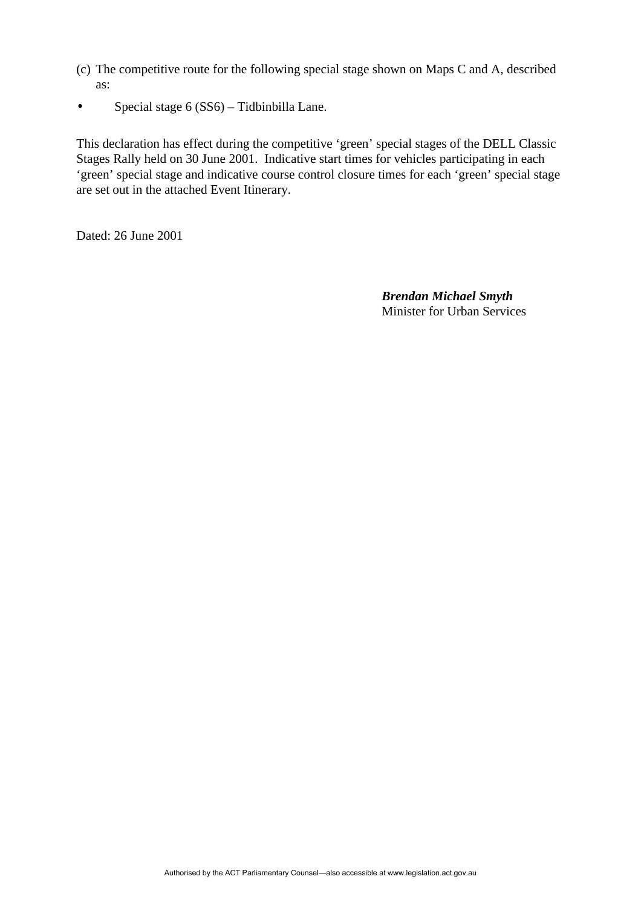(c) The competitive route for the following special stage shown on Maps C and A, described as:

- Special stage 6 (SS6) – Tidbinbilla Lane.

This declaration has effect during the competitive 'green' special stages of the DELL Classic Stages Rally held on 30 June 2001. Indicative start times for vehicles participating in each 'green' special stage and indicative course control closure times for each 'green' special stage are set out in the attached Event Itinerary.

Dated: 26 June 2001

***Brendan Michael Smyth***
Minister for Urban Services